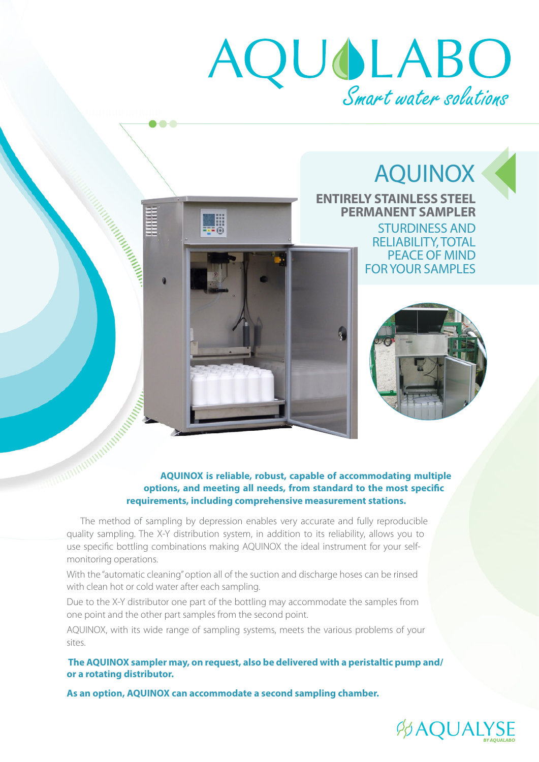# AQUALABO

*Smart water solutions*

## AQUINOX

**ENTIRELY STAINLESS STEEL PERMANENT SAMPLER**

STURDINESS AND RELIABILITY, TOTAL PEACE OF MIND FOR YOUR SAMPLES

**AQUINOX is reliable, robust, capable of accommodating multiple options, and meeting all needs, from standard to the most specific requirements, including comprehensive measurement stations.**

The method of sampling by depression enables very accurate and fully reproducible quality sampling. The X-Y distribution system, in addition to its reliability, allows you to use specific bottling combinations making AQUINOX the ideal instrument for your self-monitoring operations.

With the "automatic cleaning" option all of the suction and discharge hoses can be rinsed with clean hot or cold water after each sampling.

Due to the X-Y distributor one part of the bottling may accommodate the samples from one point and the other part samples from the second point.

AQUINOX, with its wide range of sampling systems, meets the various problems of your sites.

**The AQUINOX sampler may, on request, also be delivered with a peristaltic pump and/ or a rotating distributor.**

**As an option, AQUINOX can accommodate a second sampling chamber.**

AQUALYSE BY AQUALABO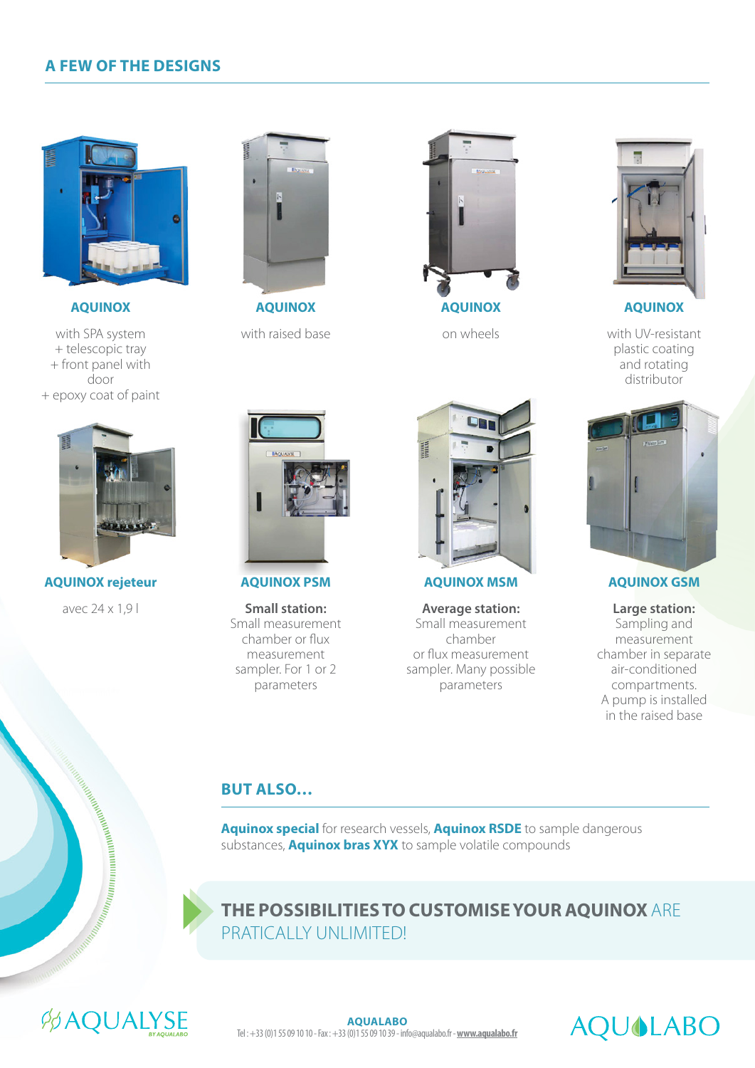## A FEW OF THE DESIGNS

**AQUINOX**

with SPA system
+ telescopic tray
+ front panel with door
+ epoxy coat of paint

**AQUINOX**

with raised base

**AQUINOX**

on wheels

**AQUINOX**

with UV-resistant plastic coating and rotating distributor

**AQUINOX rejeteur**

avec 24 x 1,9 l

**AQUINOX PSM**

**Small station:** Small measurement chamber or flux measurement sampler. For 1 or 2 parameters

**AQUINOX MSM**

**Average station:** Small measurement chamber or flux measurement sampler. Many possible parameters

**AQUINOX GSM**

**Large station:** Sampling and measurement chamber in separate air-conditioned compartments. A pump is installed in the raised base

## BUT ALSO...

**Aquinox special** for research vessels, **Aquinox RSDE** to sample dangerous substances, **Aquinox bras XYX** to sample volatile compounds

**THE POSSIBILITIES TO CUSTOMISE YOUR AQUINOX** ARE PRATICALLY UNLIMITED!

AQUALYSE BY AQUALABO

**AQUALABO**
Tel : +33 (0)1 55 09 10 10 - Fax : +33 (0)1 55 09 10 39 - info@aqualabo.fr - **www.aqualabo.fr**

AQUALABO